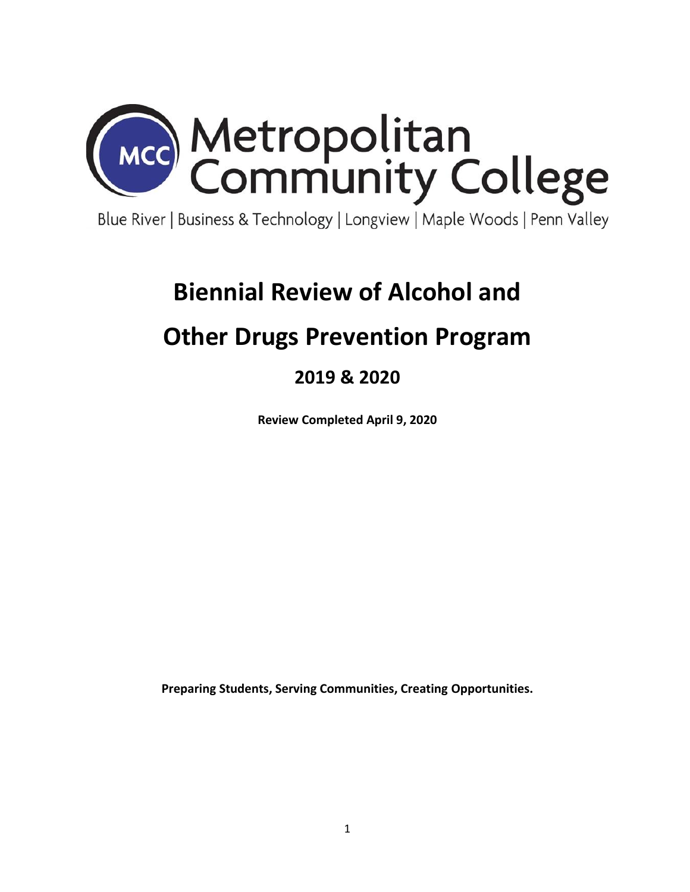Metropolitan Community College

Blue River | Business & Technology | Longview | Maple Woods | Penn Valley

# Biennial Review of Alcohol and Other Drugs Prevention Program

## 2019 & 2020

**Review Completed April 9, 2020**

**Preparing Students, Serving Communities, Creating Opportunities.**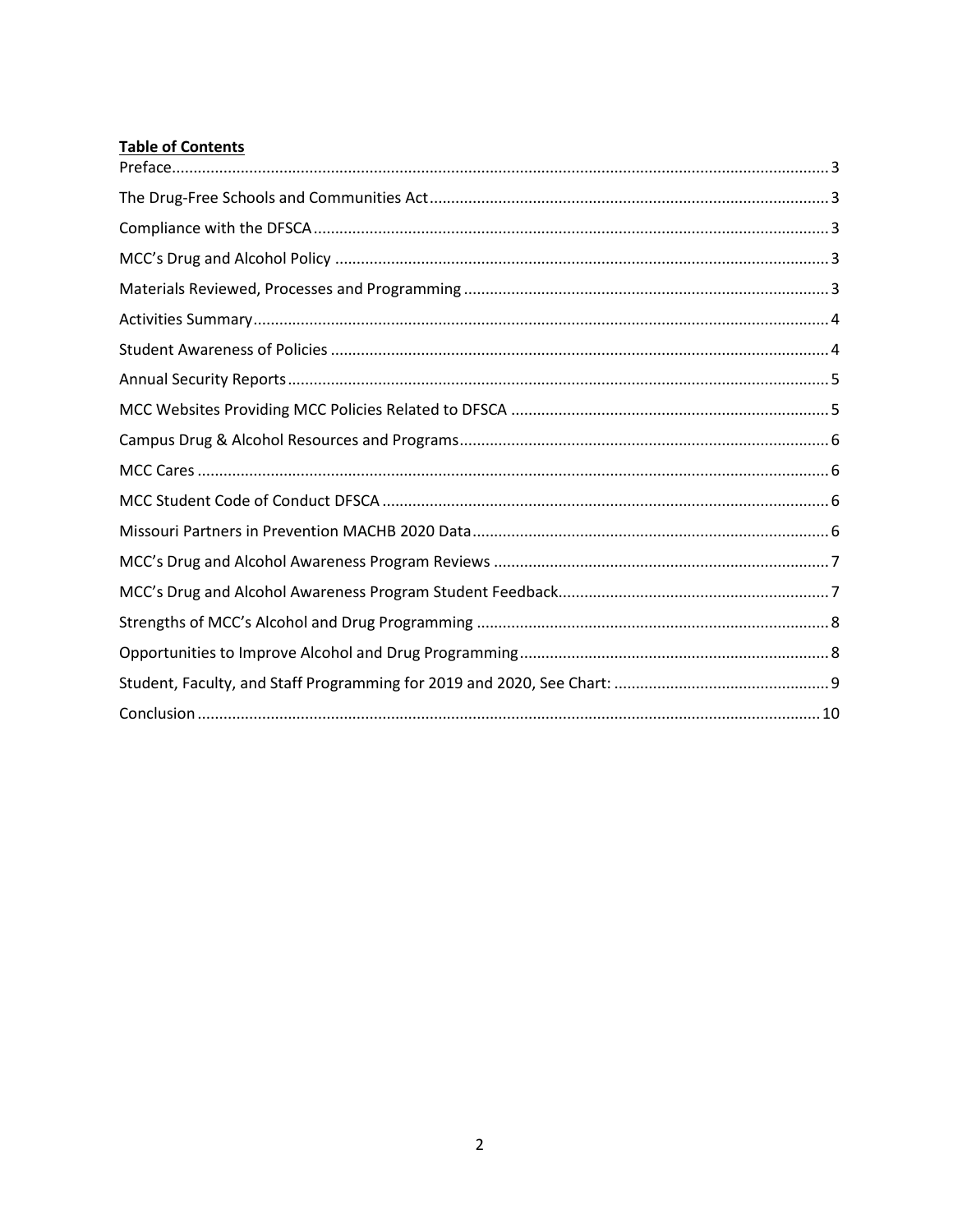**Table of Contents**

Preface ... 3
The Drug-Free Schools and Communities Act ... 3
Compliance with the DFSCA ... 3
MCC's Drug and Alcohol Policy ... 3
Materials Reviewed, Processes and Programming ... 3
Activities Summary ... 4
Student Awareness of Policies ... 4
Annual Security Reports ... 5
MCC Websites Providing MCC Policies Related to DFSCA ... 5
Campus Drug & Alcohol Resources and Programs ... 6
MCC Cares ... 6
MCC Student Code of Conduct DFSCA ... 6
Missouri Partners in Prevention MACHB 2020 Data ... 6
MCC's Drug and Alcohol Awareness Program Reviews ... 7
MCC's Drug and Alcohol Awareness Program Student Feedback ... 7
Strengths of MCC's Alcohol and Drug Programming ... 8
Opportunities to Improve Alcohol and Drug Programming ... 8
Student, Faculty, and Staff Programming for 2019 and 2020, See Chart: ... 9
Conclusion ... 10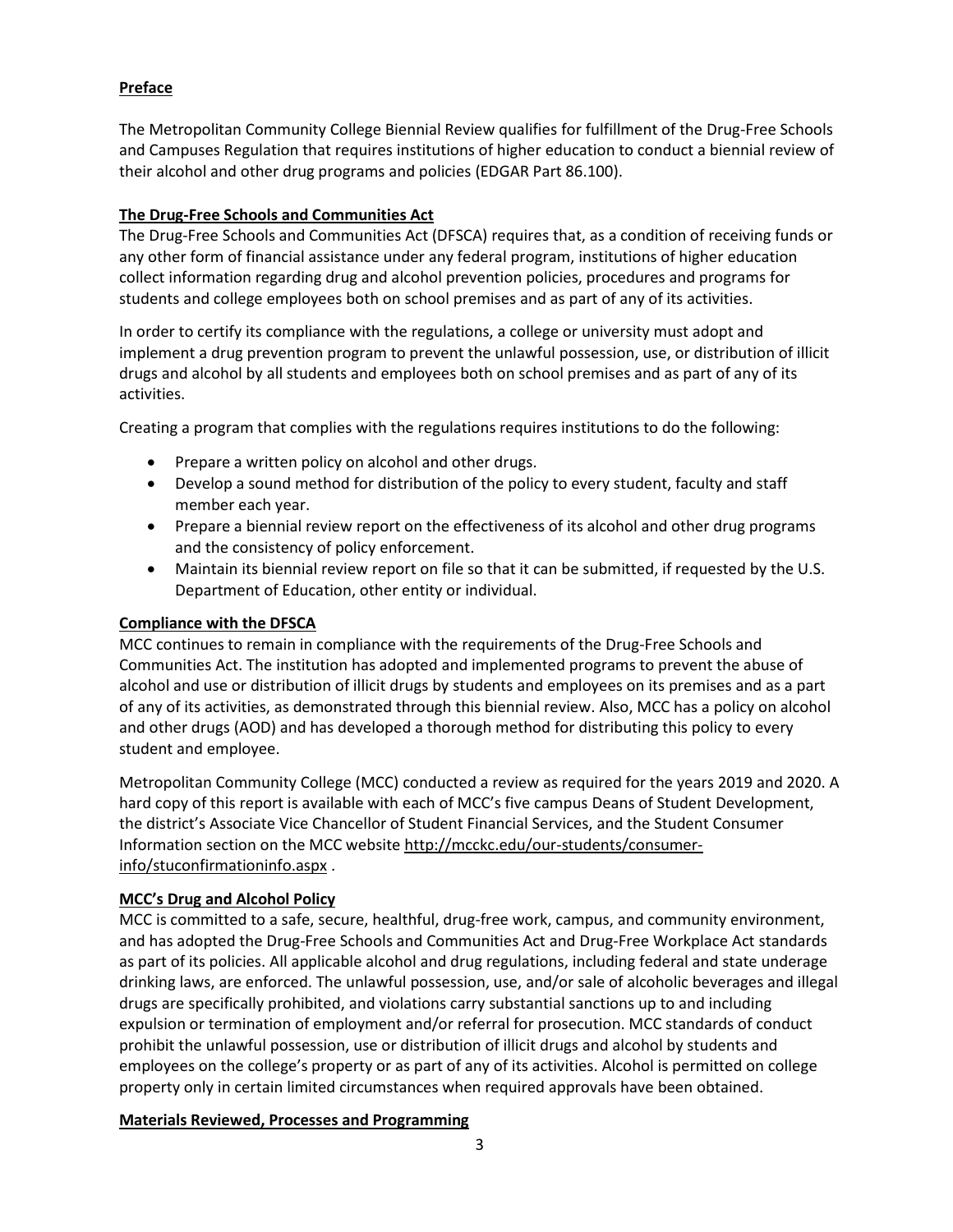## Preface

The Metropolitan Community College Biennial Review qualifies for fulfillment of the Drug-Free Schools and Campuses Regulation that requires institutions of higher education to conduct a biennial review of their alcohol and other drug programs and policies (EDGAR Part 86.100).

## The Drug-Free Schools and Communities Act

The Drug-Free Schools and Communities Act (DFSCA) requires that, as a condition of receiving funds or any other form of financial assistance under any federal program, institutions of higher education collect information regarding drug and alcohol prevention policies, procedures and programs for students and college employees both on school premises and as part of any of its activities.

In order to certify its compliance with the regulations, a college or university must adopt and implement a drug prevention program to prevent the unlawful possession, use, or distribution of illicit drugs and alcohol by all students and employees both on school premises and as part of any of its activities.

Creating a program that complies with the regulations requires institutions to do the following:

- Prepare a written policy on alcohol and other drugs.
- Develop a sound method for distribution of the policy to every student, faculty and staff member each year.
- Prepare a biennial review report on the effectiveness of its alcohol and other drug programs and the consistency of policy enforcement.
- Maintain its biennial review report on file so that it can be submitted, if requested by the U.S. Department of Education, other entity or individual.

## Compliance with the DFSCA

MCC continues to remain in compliance with the requirements of the Drug-Free Schools and Communities Act. The institution has adopted and implemented programs to prevent the abuse of alcohol and use or distribution of illicit drugs by students and employees on its premises and as a part of any of its activities, as demonstrated through this biennial review. Also, MCC has a policy on alcohol and other drugs (AOD) and has developed a thorough method for distributing this policy to every student and employee.

Metropolitan Community College (MCC) conducted a review as required for the years 2019 and 2020. A hard copy of this report is available with each of MCC's five campus Deans of Student Development, the district's Associate Vice Chancellor of Student Financial Services, and the Student Consumer Information section on the MCC website http://mcckc.edu/our-students/consumer-info/stuconfirmationinfo.aspx .

## MCC's Drug and Alcohol Policy

MCC is committed to a safe, secure, healthful, drug-free work, campus, and community environment, and has adopted the Drug-Free Schools and Communities Act and Drug-Free Workplace Act standards as part of its policies. All applicable alcohol and drug regulations, including federal and state underage drinking laws, are enforced. The unlawful possession, use, and/or sale of alcoholic beverages and illegal drugs are specifically prohibited, and violations carry substantial sanctions up to and including expulsion or termination of employment and/or referral for prosecution. MCC standards of conduct prohibit the unlawful possession, use or distribution of illicit drugs and alcohol by students and employees on the college's property or as part of any of its activities. Alcohol is permitted on college property only in certain limited circumstances when required approvals have been obtained.

## Materials Reviewed, Processes and Programming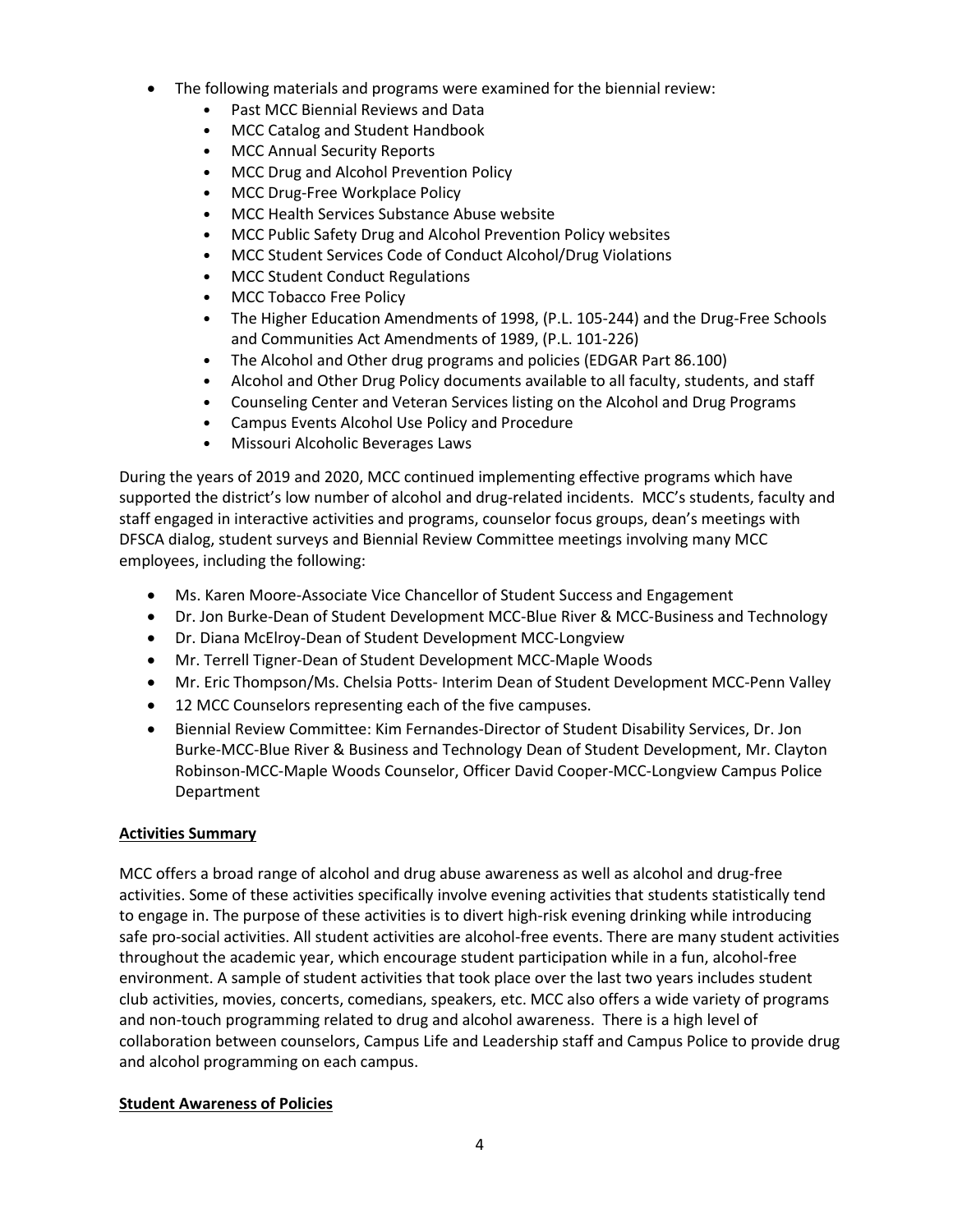- The following materials and programs were examined for the biennial review:
  - Past MCC Biennial Reviews and Data
  - MCC Catalog and Student Handbook
  - MCC Annual Security Reports
  - MCC Drug and Alcohol Prevention Policy
  - MCC Drug-Free Workplace Policy
  - MCC Health Services Substance Abuse website
  - MCC Public Safety Drug and Alcohol Prevention Policy websites
  - MCC Student Services Code of Conduct Alcohol/Drug Violations
  - MCC Student Conduct Regulations
  - MCC Tobacco Free Policy
  - The Higher Education Amendments of 1998, (P.L. 105-244) and the Drug-Free Schools and Communities Act Amendments of 1989, (P.L. 101-226)
  - The Alcohol and Other drug programs and policies (EDGAR Part 86.100)
  - Alcohol and Other Drug Policy documents available to all faculty, students, and staff
  - Counseling Center and Veteran Services listing on the Alcohol and Drug Programs
  - Campus Events Alcohol Use Policy and Procedure
  - Missouri Alcoholic Beverages Laws

During the years of 2019 and 2020, MCC continued implementing effective programs which have supported the district's low number of alcohol and drug-related incidents. MCC's students, faculty and staff engaged in interactive activities and programs, counselor focus groups, dean's meetings with DFSCA dialog, student surveys and Biennial Review Committee meetings involving many MCC employees, including the following:

- Ms. Karen Moore-Associate Vice Chancellor of Student Success and Engagement
- Dr. Jon Burke-Dean of Student Development MCC-Blue River & MCC-Business and Technology
- Dr. Diana McElroy-Dean of Student Development MCC-Longview
- Mr. Terrell Tigner-Dean of Student Development MCC-Maple Woods
- Mr. Eric Thompson/Ms. Chelsia Potts- Interim Dean of Student Development MCC-Penn Valley
- 12 MCC Counselors representing each of the five campuses.
- Biennial Review Committee: Kim Fernandes-Director of Student Disability Services, Dr. Jon Burke-MCC-Blue River & Business and Technology Dean of Student Development, Mr. Clayton Robinson-MCC-Maple Woods Counselor, Officer David Cooper-MCC-Longview Campus Police Department

**Activities Summary**

MCC offers a broad range of alcohol and drug abuse awareness as well as alcohol and drug-free activities. Some of these activities specifically involve evening activities that students statistically tend to engage in. The purpose of these activities is to divert high-risk evening drinking while introducing safe pro-social activities. All student activities are alcohol-free events. There are many student activities throughout the academic year, which encourage student participation while in a fun, alcohol-free environment. A sample of student activities that took place over the last two years includes student club activities, movies, concerts, comedians, speakers, etc. MCC also offers a wide variety of programs and non-touch programming related to drug and alcohol awareness. There is a high level of collaboration between counselors, Campus Life and Leadership staff and Campus Police to provide drug and alcohol programming on each campus.

**Student Awareness of Policies**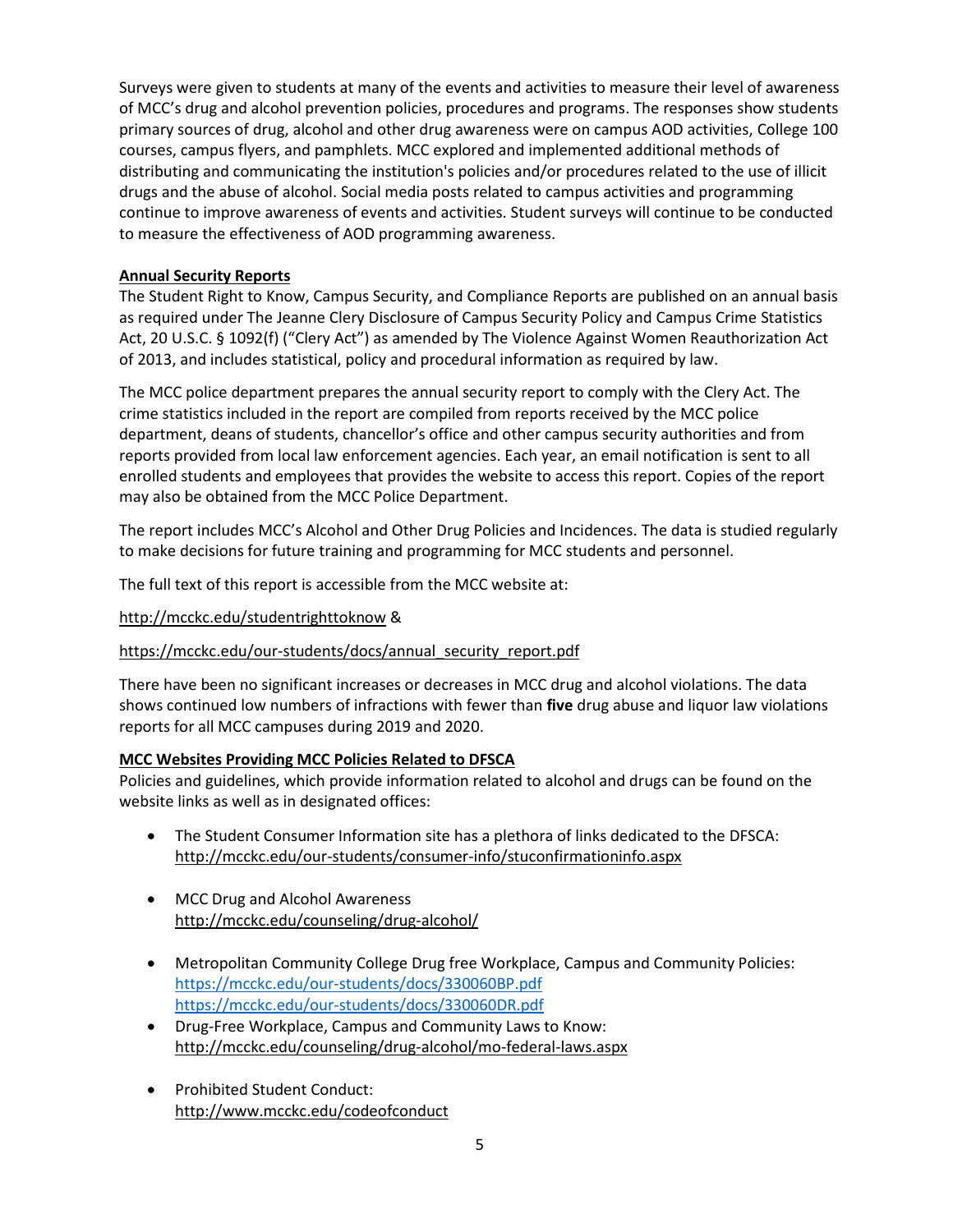Surveys were given to students at many of the events and activities to measure their level of awareness of MCC's drug and alcohol prevention policies, procedures and programs. The responses show students primary sources of drug, alcohol and other drug awareness were on campus AOD activities, College 100 courses, campus flyers, and pamphlets. MCC explored and implemented additional methods of distributing and communicating the institution's policies and/or procedures related to the use of illicit drugs and the abuse of alcohol. Social media posts related to campus activities and programming continue to improve awareness of events and activities. Student surveys will continue to be conducted to measure the effectiveness of AOD programming awareness.

**Annual Security Reports**

The Student Right to Know, Campus Security, and Compliance Reports are published on an annual basis as required under The Jeanne Clery Disclosure of Campus Security Policy and Campus Crime Statistics Act, 20 U.S.C. § 1092(f) ("Clery Act") as amended by The Violence Against Women Reauthorization Act of 2013, and includes statistical, policy and procedural information as required by law.

The MCC police department prepares the annual security report to comply with the Clery Act. The crime statistics included in the report are compiled from reports received by the MCC police department, deans of students, chancellor's office and other campus security authorities and from reports provided from local law enforcement agencies. Each year, an email notification is sent to all enrolled students and employees that provides the website to access this report. Copies of the report may also be obtained from the MCC Police Department.

The report includes MCC's Alcohol and Other Drug Policies and Incidences. The data is studied regularly to make decisions for future training and programming for MCC students and personnel.

The full text of this report is accessible from the MCC website at:

http://mcckc.edu/studentrighttoknow &

https://mcckc.edu/our-students/docs/annual_security_report.pdf

There have been no significant increases or decreases in MCC drug and alcohol violations. The data shows continued low numbers of infractions with fewer than **five** drug abuse and liquor law violations reports for all MCC campuses during 2019 and 2020.

**MCC Websites Providing MCC Policies Related to DFSCA**

Policies and guidelines, which provide information related to alcohol and drugs can be found on the website links as well as in designated offices:

- The Student Consumer Information site has a plethora of links dedicated to the DFSCA: http://mcckc.edu/our-students/consumer-info/stuconfirmationinfo.aspx
- MCC Drug and Alcohol Awareness http://mcckc.edu/counseling/drug-alcohol/
- Metropolitan Community College Drug free Workplace, Campus and Community Policies: https://mcckc.edu/our-students/docs/330060BP.pdf https://mcckc.edu/our-students/docs/330060DR.pdf
- Drug-Free Workplace, Campus and Community Laws to Know: http://mcckc.edu/counseling/drug-alcohol/mo-federal-laws.aspx
- Prohibited Student Conduct: http://www.mcckc.edu/codeofconduct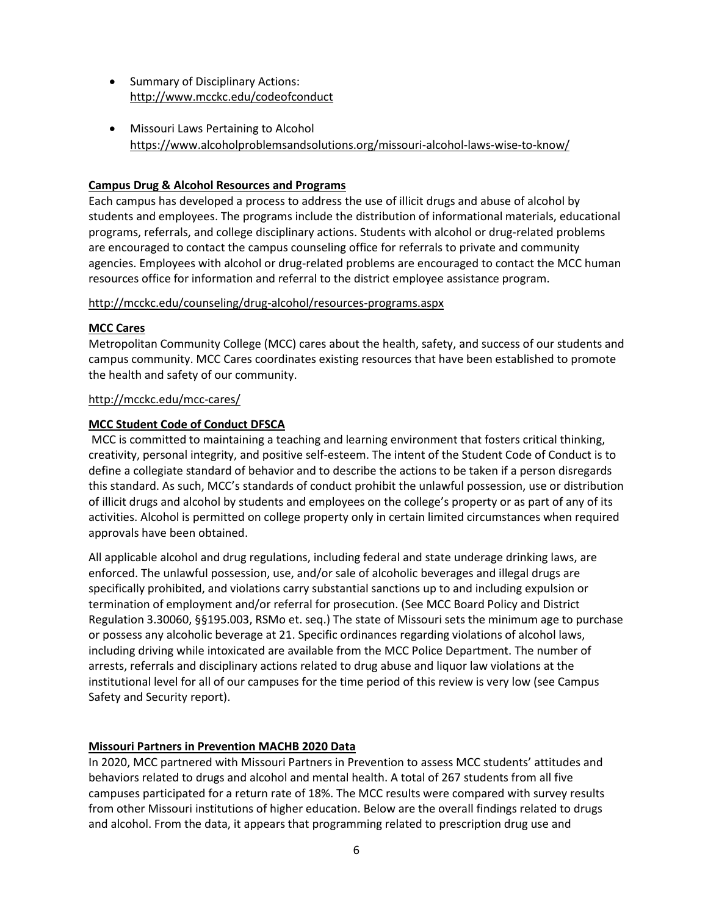- Summary of Disciplinary Actions:
  http://www.mcckc.edu/codeofconduct

- Missouri Laws Pertaining to Alcohol
  https://www.alcoholproblemsandsolutions.org/missouri-alcohol-laws-wise-to-know/

**Campus Drug & Alcohol Resources and Programs**

Each campus has developed a process to address the use of illicit drugs and abuse of alcohol by students and employees. The programs include the distribution of informational materials, educational programs, referrals, and college disciplinary actions. Students with alcohol or drug-related problems are encouraged to contact the campus counseling office for referrals to private and community agencies. Employees with alcohol or drug-related problems are encouraged to contact the MCC human resources office for information and referral to the district employee assistance program.

http://mcckc.edu/counseling/drug-alcohol/resources-programs.aspx

**MCC Cares**

Metropolitan Community College (MCC) cares about the health, safety, and success of our students and campus community. MCC Cares coordinates existing resources that have been established to promote the health and safety of our community.

http://mcckc.edu/mcc-cares/

**MCC Student Code of Conduct DFSCA**

MCC is committed to maintaining a teaching and learning environment that fosters critical thinking, creativity, personal integrity, and positive self-esteem. The intent of the Student Code of Conduct is to define a collegiate standard of behavior and to describe the actions to be taken if a person disregards this standard. As such, MCC's standards of conduct prohibit the unlawful possession, use or distribution of illicit drugs and alcohol by students and employees on the college's property or as part of any of its activities. Alcohol is permitted on college property only in certain limited circumstances when required approvals have been obtained.

All applicable alcohol and drug regulations, including federal and state underage drinking laws, are enforced. The unlawful possession, use, and/or sale of alcoholic beverages and illegal drugs are specifically prohibited, and violations carry substantial sanctions up to and including expulsion or termination of employment and/or referral for prosecution. (See MCC Board Policy and District Regulation 3.30060, §§195.003, RSMo et. seq.) The state of Missouri sets the minimum age to purchase or possess any alcoholic beverage at 21. Specific ordinances regarding violations of alcohol laws, including driving while intoxicated are available from the MCC Police Department. The number of arrests, referrals and disciplinary actions related to drug abuse and liquor law violations at the institutional level for all of our campuses for the time period of this review is very low (see Campus Safety and Security report).

**Missouri Partners in Prevention MACHB 2020 Data**

In 2020, MCC partnered with Missouri Partners in Prevention to assess MCC students' attitudes and behaviors related to drugs and alcohol and mental health. A total of 267 students from all five campuses participated for a return rate of 18%. The MCC results were compared with survey results from other Missouri institutions of higher education. Below are the overall findings related to drugs and alcohol. From the data, it appears that programming related to prescription drug use and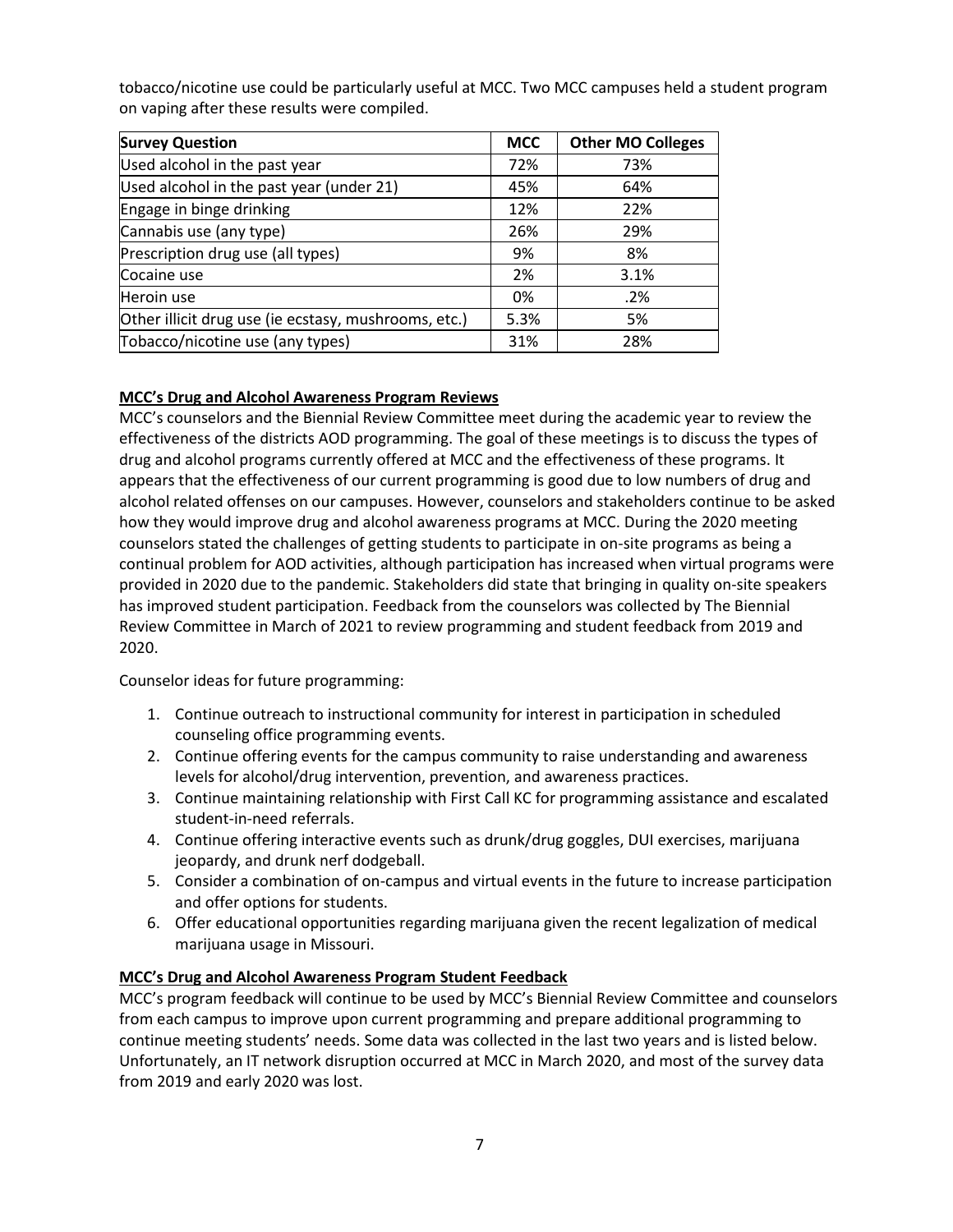tobacco/nicotine use could be particularly useful at MCC. Two MCC campuses held a student program on vaping after these results were compiled.

| Survey Question | MCC | Other MO Colleges |
|---|---|---|
| Used alcohol in the past year | 72% | 73% |
| Used alcohol in the past year (under 21) | 45% | 64% |
| Engage in binge drinking | 12% | 22% |
| Cannabis use (any type) | 26% | 29% |
| Prescription drug use (all types) | 9% | 8% |
| Cocaine use | 2% | 3.1% |
| Heroin use | 0% | .2% |
| Other illicit drug use (ie ecstasy, mushrooms, etc.) | 5.3% | 5% |
| Tobacco/nicotine use (any types) | 31% | 28% |

**MCC's Drug and Alcohol Awareness Program Reviews**

MCC's counselors and the Biennial Review Committee meet during the academic year to review the effectiveness of the districts AOD programming. The goal of these meetings is to discuss the types of drug and alcohol programs currently offered at MCC and the effectiveness of these programs. It appears that the effectiveness of our current programming is good due to low numbers of drug and alcohol related offenses on our campuses. However, counselors and stakeholders continue to be asked how they would improve drug and alcohol awareness programs at MCC. During the 2020 meeting counselors stated the challenges of getting students to participate in on-site programs as being a continual problem for AOD activities, although participation has increased when virtual programs were provided in 2020 due to the pandemic. Stakeholders did state that bringing in quality on-site speakers has improved student participation. Feedback from the counselors was collected by The Biennial Review Committee in March of 2021 to review programming and student feedback from 2019 and 2020.

Counselor ideas for future programming:

1. Continue outreach to instructional community for interest in participation in scheduled counseling office programming events.
2. Continue offering events for the campus community to raise understanding and awareness levels for alcohol/drug intervention, prevention, and awareness practices.
3. Continue maintaining relationship with First Call KC for programming assistance and escalated student-in-need referrals.
4. Continue offering interactive events such as drunk/drug goggles, DUI exercises, marijuana jeopardy, and drunk nerf dodgeball.
5. Consider a combination of on-campus and virtual events in the future to increase participation and offer options for students.
6. Offer educational opportunities regarding marijuana given the recent legalization of medical marijuana usage in Missouri.

**MCC's Drug and Alcohol Awareness Program Student Feedback**

MCC's program feedback will continue to be used by MCC's Biennial Review Committee and counselors from each campus to improve upon current programming and prepare additional programming to continue meeting students' needs. Some data was collected in the last two years and is listed below. Unfortunately, an IT network disruption occurred at MCC in March 2020, and most of the survey data from 2019 and early 2020 was lost.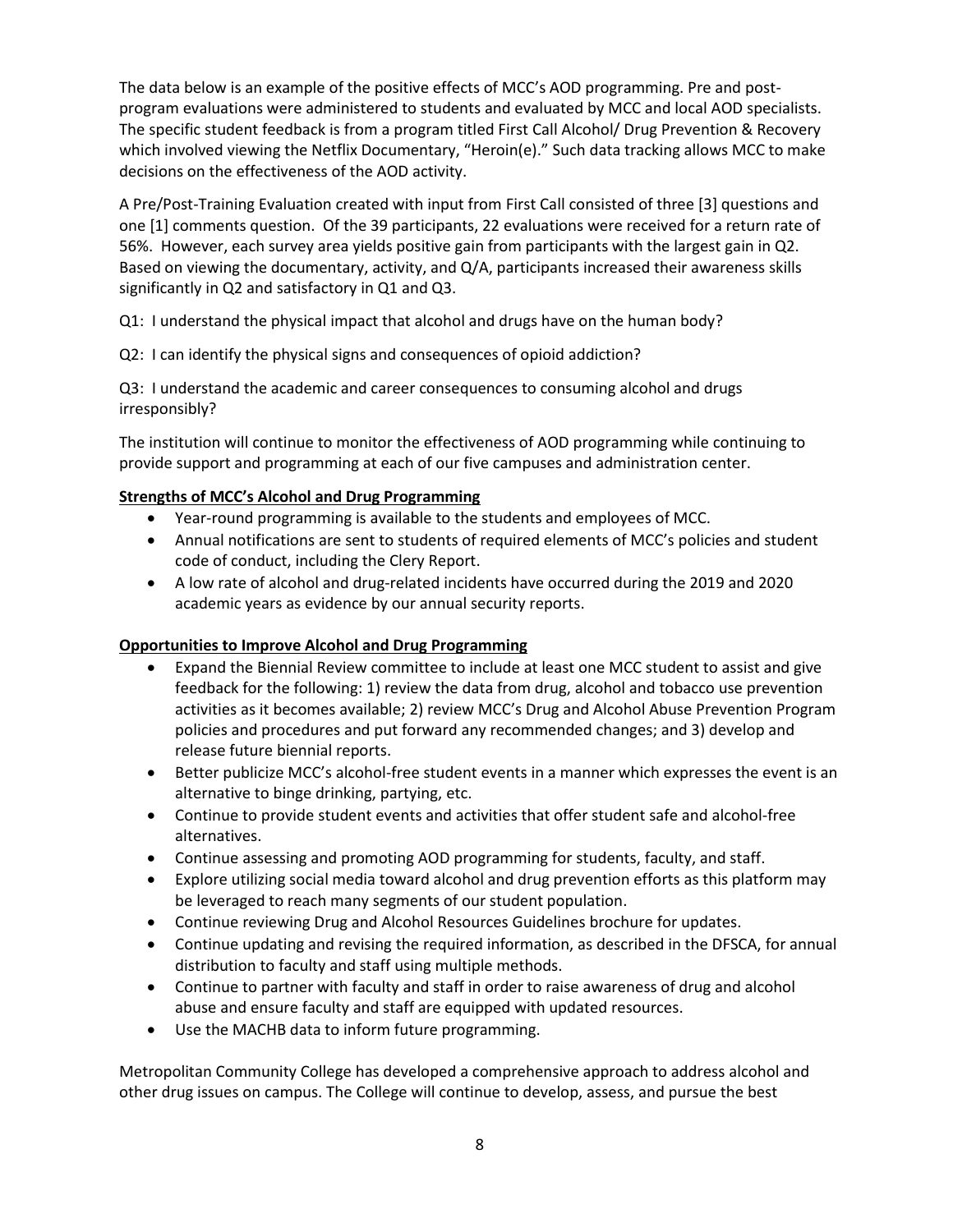The data below is an example of the positive effects of MCC's AOD programming. Pre and post-program evaluations were administered to students and evaluated by MCC and local AOD specialists. The specific student feedback is from a program titled First Call Alcohol/ Drug Prevention & Recovery which involved viewing the Netflix Documentary, "Heroin(e)." Such data tracking allows MCC to make decisions on the effectiveness of the AOD activity.

A Pre/Post-Training Evaluation created with input from First Call consisted of three [3] questions and one [1] comments question. Of the 39 participants, 22 evaluations were received for a return rate of 56%. However, each survey area yields positive gain from participants with the largest gain in Q2. Based on viewing the documentary, activity, and Q/A, participants increased their awareness skills significantly in Q2 and satisfactory in Q1 and Q3.

Q1: I understand the physical impact that alcohol and drugs have on the human body?

Q2: I can identify the physical signs and consequences of opioid addiction?

Q3: I understand the academic and career consequences to consuming alcohol and drugs irresponsibly?

The institution will continue to monitor the effectiveness of AOD programming while continuing to provide support and programming at each of our five campuses and administration center.

**Strengths of MCC's Alcohol and Drug Programming**

- Year-round programming is available to the students and employees of MCC.
- Annual notifications are sent to students of required elements of MCC's policies and student code of conduct, including the Clery Report.
- A low rate of alcohol and drug-related incidents have occurred during the 2019 and 2020 academic years as evidence by our annual security reports.

**Opportunities to Improve Alcohol and Drug Programming**

- Expand the Biennial Review committee to include at least one MCC student to assist and give feedback for the following: 1) review the data from drug, alcohol and tobacco use prevention activities as it becomes available; 2) review MCC's Drug and Alcohol Abuse Prevention Program policies and procedures and put forward any recommended changes; and 3) develop and release future biennial reports.
- Better publicize MCC's alcohol-free student events in a manner which expresses the event is an alternative to binge drinking, partying, etc.
- Continue to provide student events and activities that offer student safe and alcohol-free alternatives.
- Continue assessing and promoting AOD programming for students, faculty, and staff.
- Explore utilizing social media toward alcohol and drug prevention efforts as this platform may be leveraged to reach many segments of our student population.
- Continue reviewing Drug and Alcohol Resources Guidelines brochure for updates.
- Continue updating and revising the required information, as described in the DFSCA, for annual distribution to faculty and staff using multiple methods.
- Continue to partner with faculty and staff in order to raise awareness of drug and alcohol abuse and ensure faculty and staff are equipped with updated resources.
- Use the MACHB data to inform future programming.

Metropolitan Community College has developed a comprehensive approach to address alcohol and other drug issues on campus. The College will continue to develop, assess, and pursue the best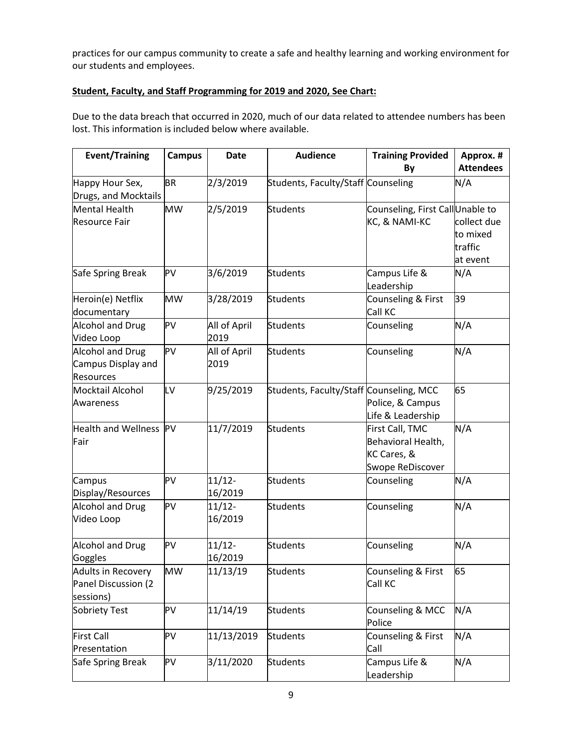practices for our campus community to create a safe and healthy learning and working environment for our students and employees.

**Student, Faculty, and Staff Programming for 2019 and 2020, See Chart:**

Due to the data breach that occurred in 2020, much of our data related to attendee numbers has been lost. This information is included below where available.

| Event/Training | Campus | Date | Audience | Training Provided By | Approx. # Attendees |
|---|---|---|---|---|---|
| Happy Hour Sex, Drugs, and Mocktails | BR | 2/3/2019 | Students, Faculty/Staff | Counseling | N/A |
| Mental Health Resource Fair | MW | 2/5/2019 | Students | Counseling, First Call KC, & NAMI-KC | Unable to collect due to mixed traffic at event |
| Safe Spring Break | PV | 3/6/2019 | Students | Campus Life & Leadership | N/A |
| Heroin(e) Netflix documentary | MW | 3/28/2019 | Students | Counseling & First Call KC | 39 |
| Alcohol and Drug Video Loop | PV | All of April 2019 | Students | Counseling | N/A |
| Alcohol and Drug Campus Display and Resources | PV | All of April 2019 | Students | Counseling | N/A |
| Mocktail Alcohol Awareness | LV | 9/25/2019 | Students, Faculty/Staff | Counseling, MCC Police, & Campus Life & Leadership | 65 |
| Health and Wellness Fair | PV | 11/7/2019 | Students | First Call, TMC Behavioral Health, KC Cares, & Swope ReDiscover | N/A |
| Campus Display/Resources | PV | 11/12-16/2019 | Students | Counseling | N/A |
| Alcohol and Drug Video Loop | PV | 11/12-16/2019 | Students | Counseling | N/A |
| Alcohol and Drug Goggles | PV | 11/12-16/2019 | Students | Counseling | N/A |
| Adults in Recovery Panel Discussion (2 sessions) | MW | 11/13/19 | Students | Counseling & First Call KC | 65 |
| Sobriety Test | PV | 11/14/19 | Students | Counseling & MCC Police | N/A |
| First Call Presentation | PV | 11/13/2019 | Students | Counseling & First Call | N/A |
| Safe Spring Break | PV | 3/11/2020 | Students | Campus Life & Leadership | N/A |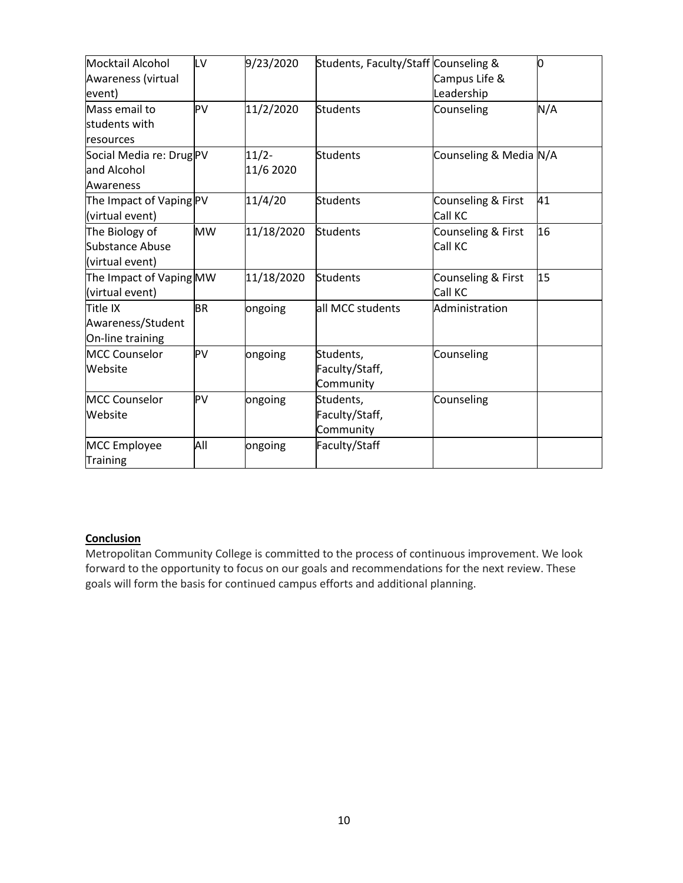| | | | | | |
|---|---|---|---|---|---|
| Mocktail Alcohol Awareness (virtual event) | LV | 9/23/2020 | Students, Faculty/Staff | Counseling & Campus Life & Leadership | 0 |
| Mass email to students with resources | PV | 11/2/2020 | Students | Counseling | N/A |
| Social Media re: Drug and Alcohol Awareness | PV | 11/2-11/6 2020 | Students | Counseling & Media | N/A |
| The Impact of Vaping (virtual event) | PV | 11/4/20 | Students | Counseling & First Call KC | 41 |
| The Biology of Substance Abuse (virtual event) | MW | 11/18/2020 | Students | Counseling & First Call KC | 16 |
| The Impact of Vaping (virtual event) | MW | 11/18/2020 | Students | Counseling & First Call KC | 15 |
| Title IX Awareness/Student On-line training | BR | ongoing | all MCC students | Administration | |
| MCC Counselor Website | PV | ongoing | Students, Faculty/Staff, Community | Counseling | |
| MCC Counselor Website | PV | ongoing | Students, Faculty/Staff, Community | Counseling | |
| MCC Employee Training | All | ongoing | Faculty/Staff | | |

**Conclusion**

Metropolitan Community College is committed to the process of continuous improvement. We look forward to the opportunity to focus on our goals and recommendations for the next review. These goals will form the basis for continued campus efforts and additional planning.